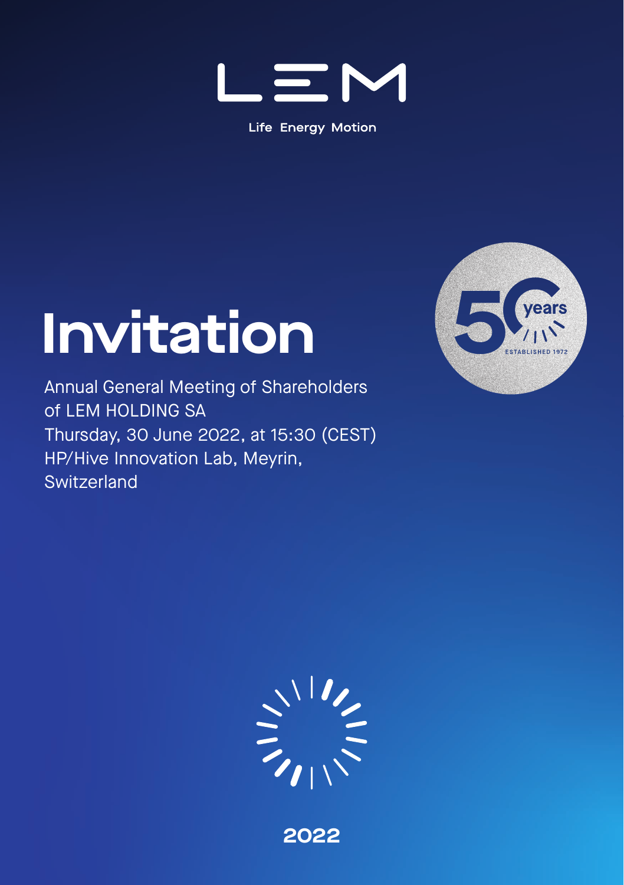LEM

Life Energy Motion

# Invitation

Annual General Meeting of Shareholders of LEM HOLDING SA
Thursday, 30 June 2022, at 15:30 (CEST)
HP/Hive Innovation Lab, Meyrin, Switzerland

50 years
ESTABLISHED 1972

2022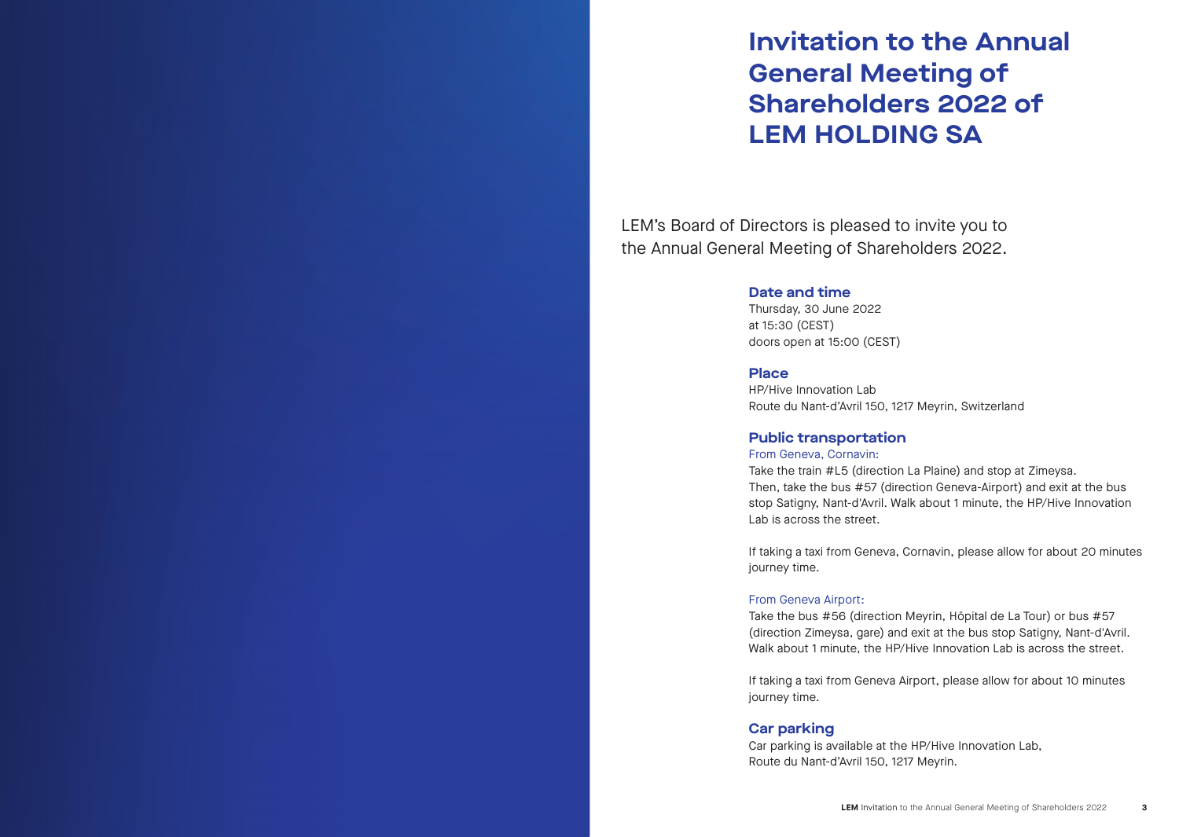# Invitation to the Annual General Meeting of Shareholders 2022 of LEM HOLDING SA

LEM's Board of Directors is pleased to invite you to the Annual General Meeting of Shareholders 2022.

## Date and time

Thursday, 30 June 2022
at 15:30 (CEST)
doors open at 15:00 (CEST)

## Place

HP/Hive Innovation Lab
Route du Nant-d'Avril 150, 1217 Meyrin, Switzerland

## Public transportation

From Geneva, Cornavin:

Take the train #L5 (direction La Plaine) and stop at Zimeysa. Then, take the bus #57 (direction Geneva-Airport) and exit at the bus stop Satigny, Nant-d'Avril. Walk about 1 minute, the HP/Hive Innovation Lab is across the street.

If taking a taxi from Geneva, Cornavin, please allow for about 20 minutes journey time.

From Geneva Airport:

Take the bus #56 (direction Meyrin, Hôpital de La Tour) or bus #57 (direction Zimeysa, gare) and exit at the bus stop Satigny, Nant-d'Avril. Walk about 1 minute, the HP/Hive Innovation Lab is across the street.

If taking a taxi from Geneva Airport, please allow for about 10 minutes journey time.

## Car parking

Car parking is available at the HP/Hive Innovation Lab, Route du Nant-d'Avril 150, 1217 Meyrin.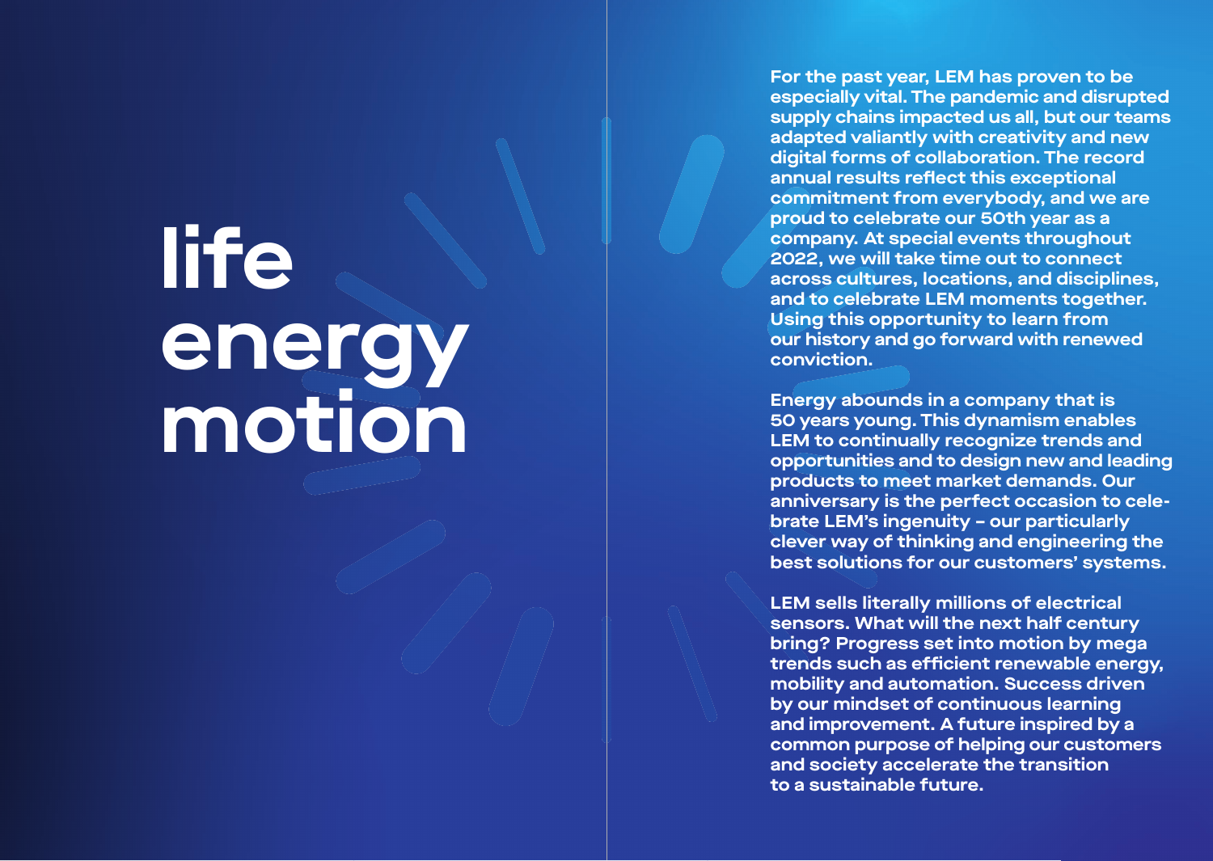# life energy motion

For the past year, LEM has proven to be especially vital. The pandemic and disrupted supply chains impacted us all, but our teams adapted valiantly with creativity and new digital forms of collaboration. The record annual results reflect this exceptional commitment from everybody, and we are proud to celebrate our 50th year as a company. At special events throughout 2022, we will take time out to connect across cultures, locations, and disciplines, and to celebrate LEM moments together. Using this opportunity to learn from our history and go forward with renewed conviction.

Energy abounds in a company that is 50 years young. This dynamism enables LEM to continually recognize trends and opportunities and to design new and leading products to meet market demands. Our anniversary is the perfect occasion to celebrate LEM's ingenuity – our particularly clever way of thinking and engineering the best solutions for our customers' systems.

LEM sells literally millions of electrical sensors. What will the next half century bring? Progress set into motion by mega trends such as efficient renewable energy, mobility and automation. Success driven by our mindset of continuous learning and improvement. A future inspired by a common purpose of helping our customers and society accelerate the transition to a sustainable future.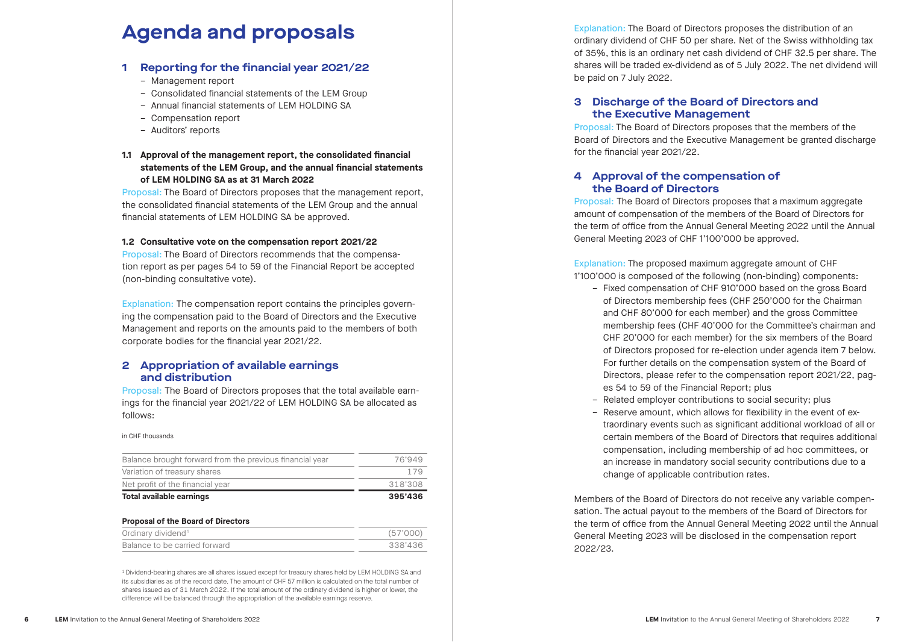# Agenda and proposals

## 1 Reporting for the financial year 2021/22

- Management report
- Consolidated financial statements of the LEM Group
- Annual financial statements of LEM HOLDING SA
- Compensation report
- Auditors' reports

### 1.1 Approval of the management report, the consolidated financial statements of the LEM Group, and the annual financial statements of LEM HOLDING SA as at 31 March 2022

Proposal: The Board of Directors proposes that the management report, the consolidated financial statements of the LEM Group and the annual financial statements of LEM HOLDING SA be approved.

### 1.2 Consultative vote on the compensation report 2021/22

Proposal: The Board of Directors recommends that the compensation report as per pages 54 to 59 of the Financial Report be accepted (non-binding consultative vote).

Explanation: The compensation report contains the principles governing the compensation paid to the Board of Directors and the Executive Management and reports on the amounts paid to the members of both corporate bodies for the financial year 2021/22.

## 2 Appropriation of available earnings and distribution

Proposal: The Board of Directors proposes that the total available earnings for the financial year 2021/22 of LEM HOLDING SA be allocated as follows:

in CHF thousands

| | |
|---|---|
| Balance brought forward from the previous financial year | 76'949 |
| Variation of treasury shares | 179 |
| Net profit of the financial year | 318'308 |
| **Total available earnings** | **395'436** |

**Proposal of the Board of Directors**

| | |
|---|---|
| Ordinary dividend[1] | (57'000) |
| Balance to be carried forward | 338'436 |

[1] Dividend-bearing shares are all shares issued except for treasury shares held by LEM HOLDING SA and its subsidiaries as of the record date. The amount of CHF 57 million is calculated on the total number of shares issued as of 31 March 2022. If the total amount of the ordinary dividend is higher or lower, the difference will be balanced through the appropriation of the available earnings reserve.

Explanation: The Board of Directors proposes the distribution of an ordinary dividend of CHF 50 per share. Net of the Swiss withholding tax of 35%, this is an ordinary net cash dividend of CHF 32.5 per share. The shares will be traded ex-dividend as of 5 July 2022. The net dividend will be paid on 7 July 2022.

## 3 Discharge of the Board of Directors and the Executive Management

Proposal: The Board of Directors proposes that the members of the Board of Directors and the Executive Management be granted discharge for the financial year 2021/22.

## 4 Approval of the compensation of the Board of Directors

Proposal: The Board of Directors proposes that a maximum aggregate amount of compensation of the members of the Board of Directors for the term of office from the Annual General Meeting 2022 until the Annual General Meeting 2023 of CHF 1'100'000 be approved.

Explanation: The proposed maximum aggregate amount of CHF 1'100'000 is composed of the following (non-binding) components:

- Fixed compensation of CHF 910'000 based on the gross Board of Directors membership fees (CHF 250'000 for the Chairman and CHF 80'000 for each member) and the gross Committee membership fees (CHF 40'000 for the Committee's chairman and CHF 20'000 for each member) for the six members of the Board of Directors proposed for re-election under agenda item 7 below. For further details on the compensation system of the Board of Directors, please refer to the compensation report 2021/22, pages 54 to 59 of the Financial Report; plus
- Related employer contributions to social security; plus
- Reserve amount, which allows for flexibility in the event of extraordinary events such as significant additional workload of all or certain members of the Board of Directors that requires additional compensation, including membership of ad hoc committees, or an increase in mandatory social security contributions due to a change of applicable contribution rates.

Members of the Board of Directors do not receive any variable compensation. The actual payout to the members of the Board of Directors for the term of office from the Annual General Meeting 2022 until the Annual General Meeting 2023 will be disclosed in the compensation report 2022/23.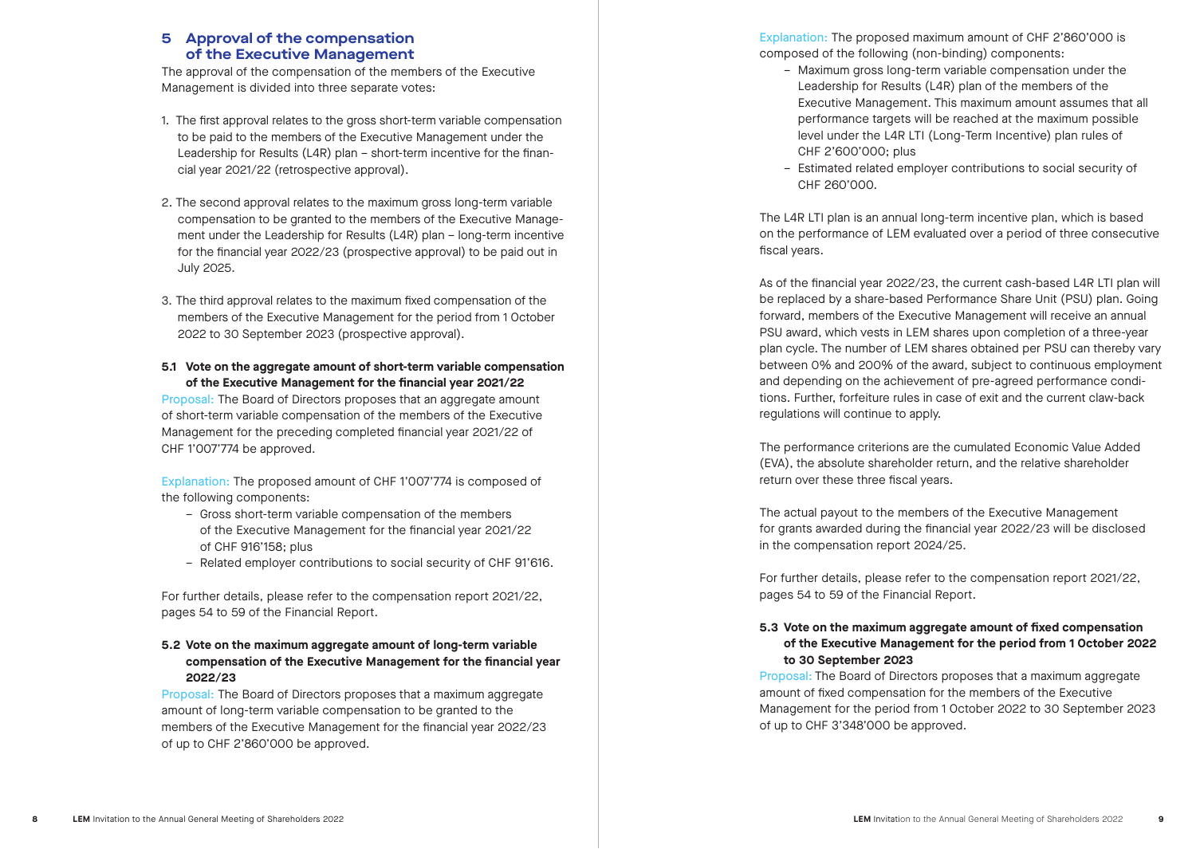## 5 Approval of the compensation of the Executive Management

The approval of the compensation of the members of the Executive Management is divided into three separate votes:

1. The first approval relates to the gross short-term variable compensation to be paid to the members of the Executive Management under the Leadership for Results (L4R) plan – short-term incentive for the financial year 2021/22 (retrospective approval).

2. The second approval relates to the maximum gross long-term variable compensation to be granted to the members of the Executive Management under the Leadership for Results (L4R) plan – long-term incentive for the financial year 2022/23 (prospective approval) to be paid out in July 2025.

3. The third approval relates to the maximum fixed compensation of the members of the Executive Management for the period from 1 October 2022 to 30 September 2023 (prospective approval).

### 5.1 Vote on the aggregate amount of short-term variable compensation of the Executive Management for the financial year 2021/22

Proposal: The Board of Directors proposes that an aggregate amount of short-term variable compensation of the members of the Executive Management for the preceding completed financial year 2021/22 of CHF 1'007'774 be approved.

Explanation: The proposed amount of CHF 1'007'774 is composed of the following components:

- Gross short-term variable compensation of the members of the Executive Management for the financial year 2021/22 of CHF 916'158; plus
- Related employer contributions to social security of CHF 91'616.

For further details, please refer to the compensation report 2021/22, pages 54 to 59 of the Financial Report.

### 5.2 Vote on the maximum aggregate amount of long-term variable compensation of the Executive Management for the financial year 2022/23

Proposal: The Board of Directors proposes that a maximum aggregate amount of long-term variable compensation to be granted to the members of the Executive Management for the financial year 2022/23 of up to CHF 2'860'000 be approved.

Explanation: The proposed maximum amount of CHF 2'860'000 is composed of the following (non-binding) components:

- Maximum gross long-term variable compensation under the Leadership for Results (L4R) plan of the members of the Executive Management. This maximum amount assumes that all performance targets will be reached at the maximum possible level under the L4R LTI (Long-Term Incentive) plan rules of CHF 2'600'000; plus
- Estimated related employer contributions to social security of CHF 260'000.

The L4R LTI plan is an annual long-term incentive plan, which is based on the performance of LEM evaluated over a period of three consecutive fiscal years.

As of the financial year 2022/23, the current cash-based L4R LTI plan will be replaced by a share-based Performance Share Unit (PSU) plan. Going forward, members of the Executive Management will receive an annual PSU award, which vests in LEM shares upon completion of a three-year plan cycle. The number of LEM shares obtained per PSU can thereby vary between 0% and 200% of the award, subject to continuous employment and depending on the achievement of pre-agreed performance conditions. Further, forfeiture rules in case of exit and the current claw-back regulations will continue to apply.

The performance criterions are the cumulated Economic Value Added (EVA), the absolute shareholder return, and the relative shareholder return over these three fiscal years.

The actual payout to the members of the Executive Management for grants awarded during the financial year 2022/23 will be disclosed in the compensation report 2024/25.

For further details, please refer to the compensation report 2021/22, pages 54 to 59 of the Financial Report.

### 5.3 Vote on the maximum aggregate amount of fixed compensation of the Executive Management for the period from 1 October 2022 to 30 September 2023

Proposal: The Board of Directors proposes that a maximum aggregate amount of fixed compensation for the members of the Executive Management for the period from 1 October 2022 to 30 September 2023 of up to CHF 3'348'000 be approved.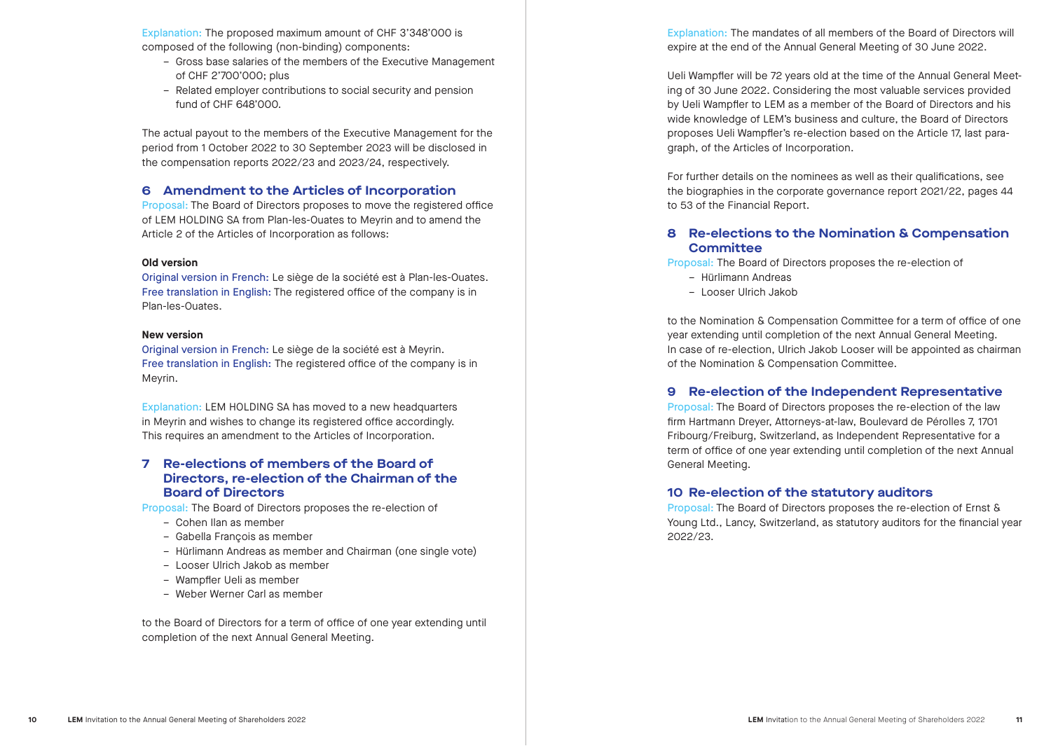Explanation: The proposed maximum amount of CHF 3'348'000 is composed of the following (non-binding) components:

- Gross base salaries of the members of the Executive Management of CHF 2'700'000; plus
- Related employer contributions to social security and pension fund of CHF 648'000.

The actual payout to the members of the Executive Management for the period from 1 October 2022 to 30 September 2023 will be disclosed in the compensation reports 2022/23 and 2023/24, respectively.

## 6 Amendment to the Articles of Incorporation

Proposal: The Board of Directors proposes to move the registered office of LEM HOLDING SA from Plan-les-Ouates to Meyrin and to amend the Article 2 of the Articles of Incorporation as follows:

**Old version**

Original version in French: Le siège de la société est à Plan-les-Ouates.
Free translation in English: The registered office of the company is in Plan-les-Ouates.

**New version**

Original version in French: Le siège de la société est à Meyrin.
Free translation in English: The registered office of the company is in Meyrin.

Explanation: LEM HOLDING SA has moved to a new headquarters in Meyrin and wishes to change its registered office accordingly. This requires an amendment to the Articles of Incorporation.

## 7 Re-elections of members of the Board of Directors, re-election of the Chairman of the Board of Directors

Proposal: The Board of Directors proposes the re-election of

- Cohen Ilan as member
- Gabella François as member
- Hürlimann Andreas as member and Chairman (one single vote)
- Looser Ulrich Jakob as member
- Wampfler Ueli as member
- Weber Werner Carl as member

to the Board of Directors for a term of office of one year extending until completion of the next Annual General Meeting.

Explanation: The mandates of all members of the Board of Directors will expire at the end of the Annual General Meeting of 30 June 2022.

Ueli Wampfler will be 72 years old at the time of the Annual General Meeting of 30 June 2022. Considering the most valuable services provided by Ueli Wampfler to LEM as a member of the Board of Directors and his wide knowledge of LEM's business and culture, the Board of Directors proposes Ueli Wampfler's re-election based on the Article 17, last paragraph, of the Articles of Incorporation.

For further details on the nominees as well as their qualifications, see the biographies in the corporate governance report 2021/22, pages 44 to 53 of the Financial Report.

## 8 Re-elections to the Nomination & Compensation Committee

Proposal: The Board of Directors proposes the re-election of

- Hürlimann Andreas
- Looser Ulrich Jakob

to the Nomination & Compensation Committee for a term of office of one year extending until completion of the next Annual General Meeting. In case of re-election, Ulrich Jakob Looser will be appointed as chairman of the Nomination & Compensation Committee.

## 9 Re-election of the Independent Representative

Proposal: The Board of Directors proposes the re-election of the law firm Hartmann Dreyer, Attorneys-at-law, Boulevard de Pérolles 7, 1701 Fribourg/Freiburg, Switzerland, as Independent Representative for a term of office of one year extending until completion of the next Annual General Meeting.

## 10 Re-election of the statutory auditors

Proposal: The Board of Directors proposes the re-election of Ernst & Young Ltd., Lancy, Switzerland, as statutory auditors for the financial year 2022/23.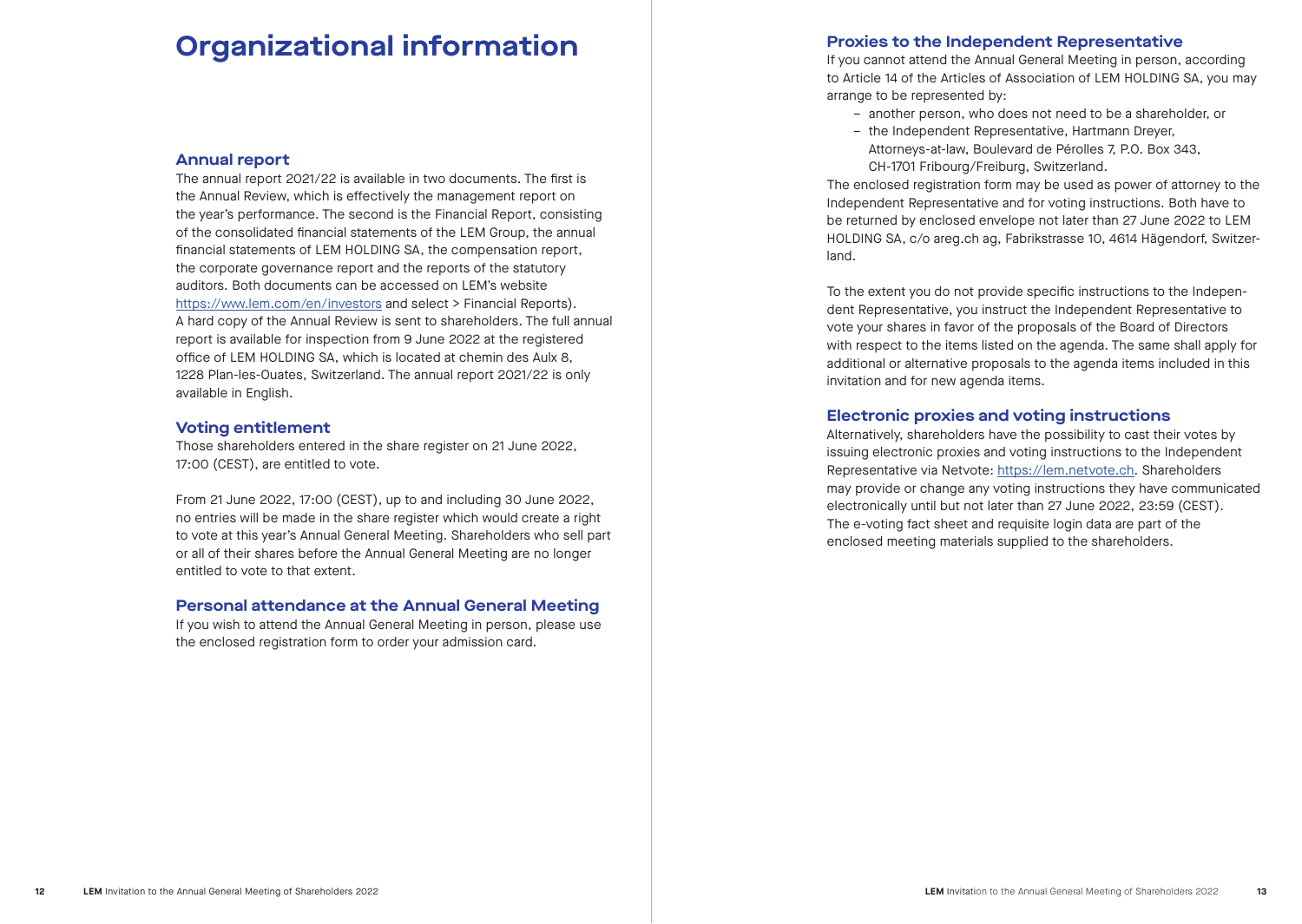# Organizational information

## Annual report

The annual report 2021/22 is available in two documents. The first is the Annual Review, which is effectively the management report on the year's performance. The second is the Financial Report, consisting of the consolidated financial statements of the LEM Group, the annual financial statements of LEM HOLDING SA, the compensation report, the corporate governance report and the reports of the statutory auditors. Both documents can be accessed on LEM's website https://www.lem.com/en/investors and select > Financial Reports). A hard copy of the Annual Review is sent to shareholders. The full annual report is available for inspection from 9 June 2022 at the registered office of LEM HOLDING SA, which is located at chemin des Aulx 8, 1228 Plan-les-Ouates, Switzerland. The annual report 2021/22 is only available in English.

## Voting entitlement

Those shareholders entered in the share register on 21 June 2022, 17:00 (CEST), are entitled to vote.

From 21 June 2022, 17:00 (CEST), up to and including 30 June 2022, no entries will be made in the share register which would create a right to vote at this year's Annual General Meeting. Shareholders who sell part or all of their shares before the Annual General Meeting are no longer entitled to vote to that extent.

## Personal attendance at the Annual General Meeting

If you wish to attend the Annual General Meeting in person, please use the enclosed registration form to order your admission card.

## Proxies to the Independent Representative

If you cannot attend the Annual General Meeting in person, according to Article 14 of the Articles of Association of LEM HOLDING SA, you may arrange to be represented by:

- another person, who does not need to be a shareholder, or
- the Independent Representative, Hartmann Dreyer, Attorneys-at-law, Boulevard de Pérolles 7, P.O. Box 343, CH-1701 Fribourg/Freiburg, Switzerland.

The enclosed registration form may be used as power of attorney to the Independent Representative and for voting instructions. Both have to be returned by enclosed envelope not later than 27 June 2022 to LEM HOLDING SA, c/o areg.ch ag, Fabrikstrasse 10, 4614 Hägendorf, Switzerland.

To the extent you do not provide specific instructions to the Independent Representative, you instruct the Independent Representative to vote your shares in favor of the proposals of the Board of Directors with respect to the items listed on the agenda. The same shall apply for additional or alternative proposals to the agenda items included in this invitation and for new agenda items.

## Electronic proxies and voting instructions

Alternatively, shareholders have the possibility to cast their votes by issuing electronic proxies and voting instructions to the Independent Representative via Netvote: https://lem.netvote.ch. Shareholders may provide or change any voting instructions they have communicated electronically until but not later than 27 June 2022, 23:59 (CEST). The e-voting fact sheet and requisite login data are part of the enclosed meeting materials supplied to the shareholders.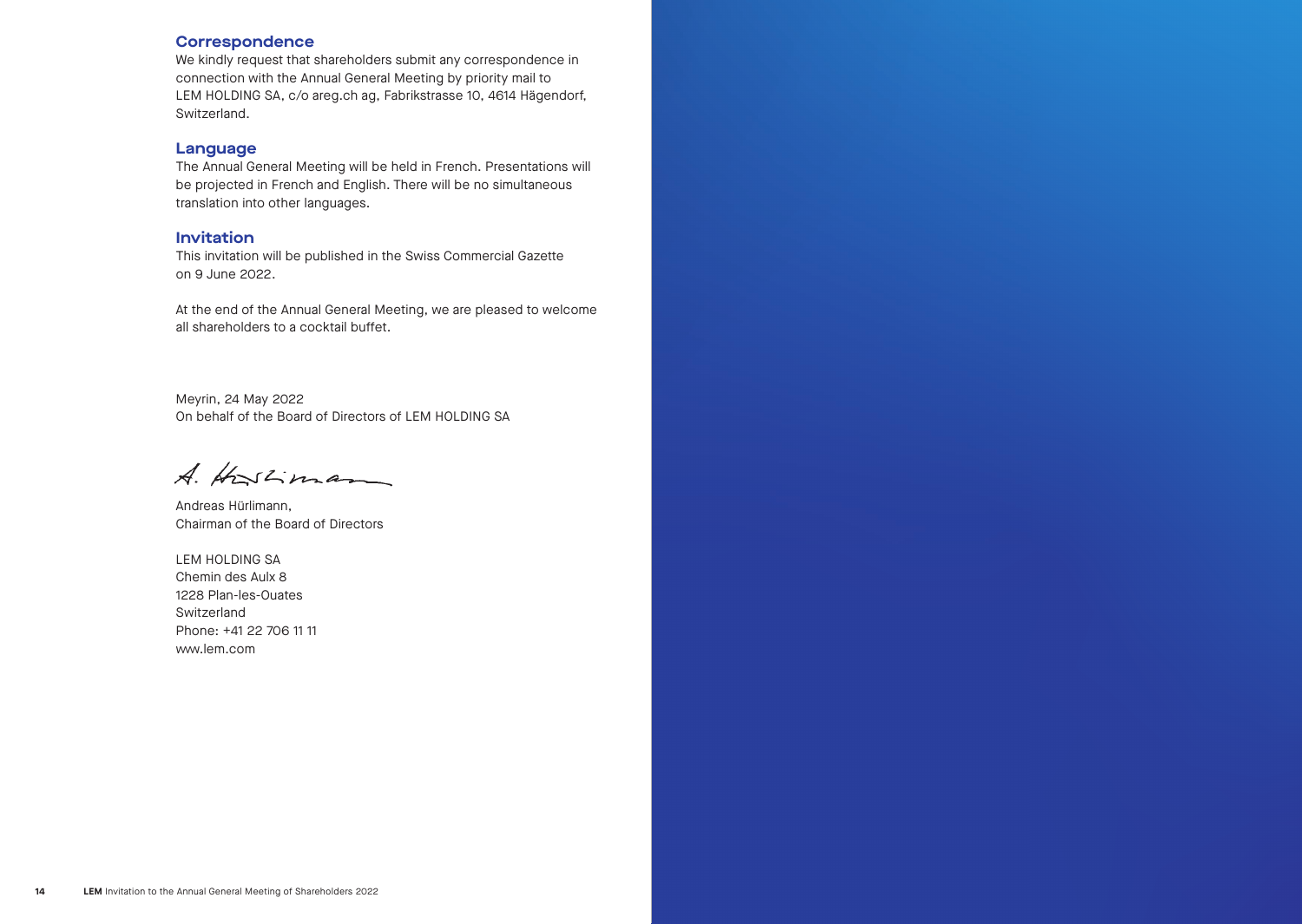## Correspondence

We kindly request that shareholders submit any correspondence in connection with the Annual General Meeting by priority mail to LEM HOLDING SA, c/o areg.ch ag, Fabrikstrasse 10, 4614 Hägendorf, Switzerland.

## Language

The Annual General Meeting will be held in French. Presentations will be projected in French and English. There will be no simultaneous translation into other languages.

## Invitation

This invitation will be published in the Swiss Commercial Gazette on 9 June 2022.

At the end of the Annual General Meeting, we are pleased to welcome all shareholders to a cocktail buffet.

Meyrin, 24 May 2022
On behalf of the Board of Directors of LEM HOLDING SA

A. Hürlimann

Andreas Hürlimann,
Chairman of the Board of Directors

LEM HOLDING SA
Chemin des Aulx 8
1228 Plan-les-Ouates
Switzerland
Phone: +41 22 706 11 11
www.lem.com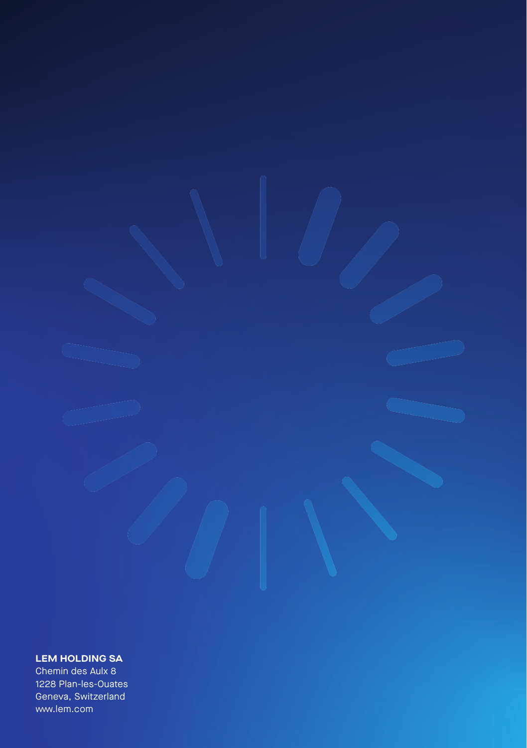**LEM HOLDING SA**
Chemin des Aulx 8
1228 Plan-les-Ouates
Geneva, Switzerland
www.lem.com